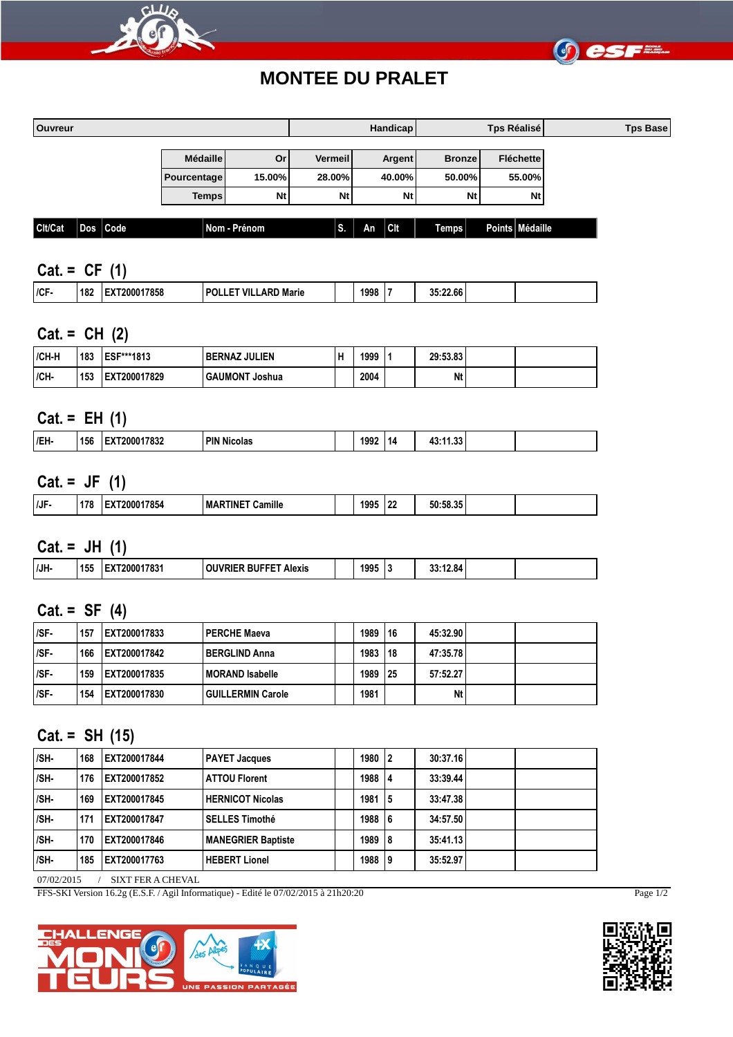# MONTEE DU PRALET

| Ouvreur | Handicap | Tps Réalisé | Tps Base |
|---|---|---|---|

| Médaille | Or | Vermeil | Argent | Bronze | Fléchette |
|---|---|---|---|---|---|
| Pourcentage | 15.00% | 28.00% | 40.00% | 50.00% | 55.00% |
| Temps | Nt | Nt | Nt | Nt | Nt |

| Clt/Cat | Dos | Code | Nom - Prénom | S. | An | Clt | Temps | Points | Médaille |
|---|---|---|---|---|---|---|---|---|---|

## Cat. = CF (1)

| Clt/Cat | Dos | Code | Nom - Prénom | S. | An | Clt | Temps | Points | Médaille |
|---|---|---|---|---|---|---|---|---|---|
| /CF- | 182 | EXT200017858 | POLLET VILLARD Marie | | 1998 | 7 | 35:22.66 | | |

## Cat. = CH (2)

| Clt/Cat | Dos | Code | Nom - Prénom | S. | An | Clt | Temps | Points | Médaille |
|---|---|---|---|---|---|---|---|---|---|
| /CH-H | 183 | ESF***1813 | BERNAZ JULIEN | H | 1999 | 1 | 29:53.83 | | |
| /CH- | 153 | EXT200017829 | GAUMONT Joshua | | 2004 | | Nt | | |

## Cat. = EH (1)

| Clt/Cat | Dos | Code | Nom - Prénom | S. | An | Clt | Temps | Points | Médaille |
|---|---|---|---|---|---|---|---|---|---|
| /EH- | 156 | EXT200017832 | PIN Nicolas | | 1992 | 14 | 43:11.33 | | |

## Cat. = JF (1)

| Clt/Cat | Dos | Code | Nom - Prénom | S. | An | Clt | Temps | Points | Médaille |
|---|---|---|---|---|---|---|---|---|---|
| /JF- | 178 | EXT200017854 | MARTINET Camille | | 1995 | 22 | 50:58.35 | | |

## Cat. = JH (1)

| Clt/Cat | Dos | Code | Nom - Prénom | S. | An | Clt | Temps | Points | Médaille |
|---|---|---|---|---|---|---|---|---|---|
| /JH- | 155 | EXT200017831 | OUVRIER BUFFET Alexis | | 1995 | 3 | 33:12.84 | | |

## Cat. = SF (4)

| Clt/Cat | Dos | Code | Nom - Prénom | S. | An | Clt | Temps | Points | Médaille |
|---|---|---|---|---|---|---|---|---|---|
| /SF- | 157 | EXT200017833 | PERCHE Maeva | | 1989 | 16 | 45:32.90 | | |
| /SF- | 166 | EXT200017842 | BERGLIND Anna | | 1983 | 18 | 47:35.78 | | |
| /SF- | 159 | EXT200017835 | MORAND Isabelle | | 1989 | 25 | 57:52.27 | | |
| /SF- | 154 | EXT200017830 | GUILLERMIN Carole | | 1981 | | Nt | | |

## Cat. = SH (15)

| Clt/Cat | Dos | Code | Nom - Prénom | S. | An | Clt | Temps | Points | Médaille |
|---|---|---|---|---|---|---|---|---|---|
| /SH- | 168 | EXT200017844 | PAYET Jacques | | 1980 | 2 | 30:37.16 | | |
| /SH- | 176 | EXT200017852 | ATTOU Florent | | 1988 | 4 | 33:39.44 | | |
| /SH- | 169 | EXT200017845 | HERNICOT Nicolas | | 1981 | 5 | 33:47.38 | | |
| /SH- | 171 | EXT200017847 | SELLES Timothé | | 1988 | 6 | 34:57.50 | | |
| /SH- | 170 | EXT200017846 | MANEGRIER Baptiste | | 1989 | 8 | 35:41.13 | | |
| /SH- | 185 | EXT200017763 | HEBERT Lionel | | 1988 | 9 | 35:52.97 | | |

07/02/2015 / SIXT FER A CHEVAL

FFS-SKI Version 16.2g (E.S.F. / Agil Informatique) - Edité le 07/02/2015 à 21h20:20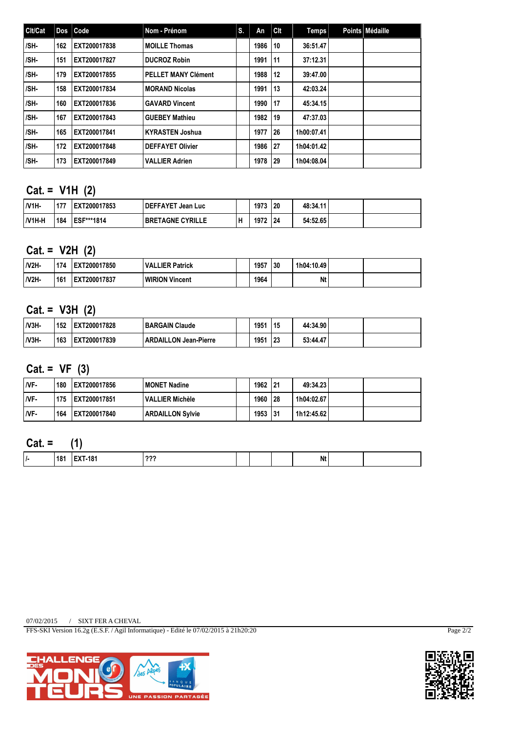| Clt/Cat | Dos | Code | Nom - Prénom | S. | An | Clt | Temps | Points | Médaille |
|---|---|---|---|---|---|---|---|---|---|
| /SH- | 162 | EXT200017838 | MOILLE Thomas | | 1986 | 10 | 36:51.47 | | |
| /SH- | 151 | EXT200017827 | DUCROZ Robin | | 1991 | 11 | 37:12.31 | | |
| /SH- | 179 | EXT200017855 | PELLET MANY Clément | | 1988 | 12 | 39:47.00 | | |
| /SH- | 158 | EXT200017834 | MORAND Nicolas | | 1991 | 13 | 42:03.24 | | |
| /SH- | 160 | EXT200017836 | GAVARD Vincent | | 1990 | 17 | 45:34.15 | | |
| /SH- | 167 | EXT200017843 | GUEBEY Mathieu | | 1982 | 19 | 47:37.03 | | |
| /SH- | 165 | EXT200017841 | KYRASTEN Joshua | | 1977 | 26 | 1h00:07.41 | | |
| /SH- | 172 | EXT200017848 | DEFFAYET Olivier | | 1986 | 27 | 1h04:01.42 | | |
| /SH- | 173 | EXT200017849 | VALLIER Adrien | | 1978 | 29 | 1h04:08.04 | | |

## Cat. = V1H (2)

| | | | | | | | | | |
|---|---|---|---|---|---|---|---|---|---|
| /V1H- | 177 | EXT200017853 | DEFFAYET Jean Luc | | 1973 | 20 | 48:34.11 | | |
| /V1H-H | 184 | ESF***1814 | BRETAGNE CYRILLE | H | 1972 | 24 | 54:52.65 | | |

## Cat. = V2H (2)

| | | | | | | | | | |
|---|---|---|---|---|---|---|---|---|---|
| /V2H- | 174 | EXT200017850 | VALLIER Patrick | | 1957 | 30 | 1h04:10.49 | | |
| /V2H- | 161 | EXT200017837 | WIRION Vincent | | 1964 | | Nt | | |

## Cat. = V3H (2)

| | | | | | | | | | |
|---|---|---|---|---|---|---|---|---|---|
| /V3H- | 152 | EXT200017828 | BARGAIN Claude | | 1951 | 15 | 44:34.90 | | |
| /V3H- | 163 | EXT200017839 | ARDAILLON Jean-Pierre | | 1951 | 23 | 53:44.47 | | |

## Cat. = VF (3)

| | | | | | | | | | |
|---|---|---|---|---|---|---|---|---|---|
| /VF- | 180 | EXT200017856 | MONET Nadine | | 1962 | 21 | 49:34.23 | | |
| /VF- | 175 | EXT200017851 | VALLIER Michèle | | 1960 | 28 | 1h04:02.67 | | |
| /VF- | 164 | EXT200017840 | ARDAILLON Sylvie | | 1953 | 31 | 1h12:45.62 | | |

## Cat. = (1)

| | | | | | | | | | |
|---|---|---|---|---|---|---|---|---|---|
| /- | 181 | EXT-181 | ??? | | | | Nt | | |

07/02/2015 / SIXT FER A CHEVAL

FFS-SKI Version 16.2g (E.S.F. / Agil Informatique) - Edité le 07/02/2015 à 21h20:20